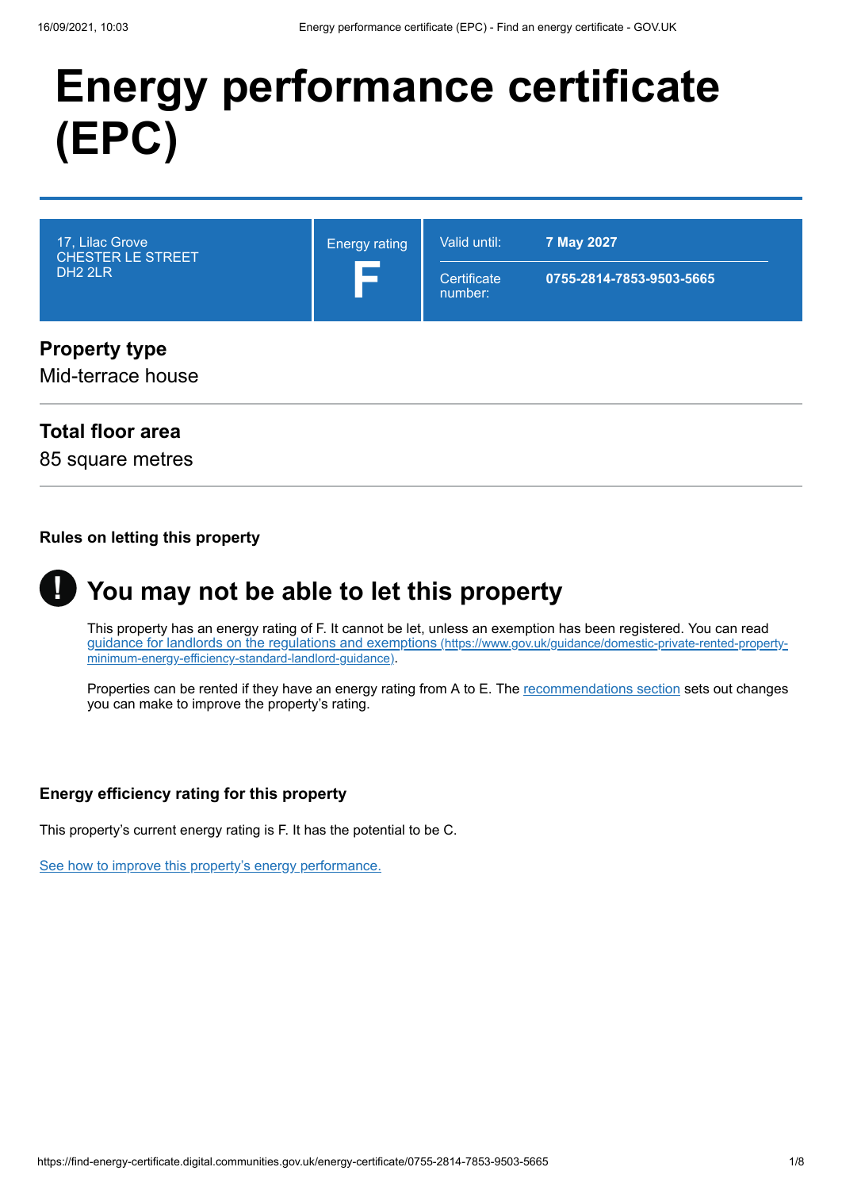# Energy performance certificate (EPC)

| 17, Lilac Grove<br>CHESTER LE STREET<br>DH2 2LR | Energy rating<br>**F** | Valid until: **7 May 2027**<br>Certificate number: **0755-2814-7853-9503-5665** |
| --- | --- | --- |

## Property type

Mid-terrace house

## Total floor area

85 square metres

### Rules on letting this property

## You may not be able to let this property

This property has an energy rating of F. It cannot be let, unless an exemption has been registered. You can read [guidance for landlords on the regulations and exemptions (https://www.gov.uk/guidance/domestic-private-rented-property-minimum-energy-efficiency-standard-landlord-guidance)](https://www.gov.uk/guidance/domestic-private-rented-property-minimum-energy-efficiency-standard-landlord-guidance).

Properties can be rented if they have an energy rating from A to E. The [recommendations section]() sets out changes you can make to improve the property's rating.

### Energy efficiency rating for this property

This property's current energy rating is F. It has the potential to be C.

[See how to improve this property's energy performance.]()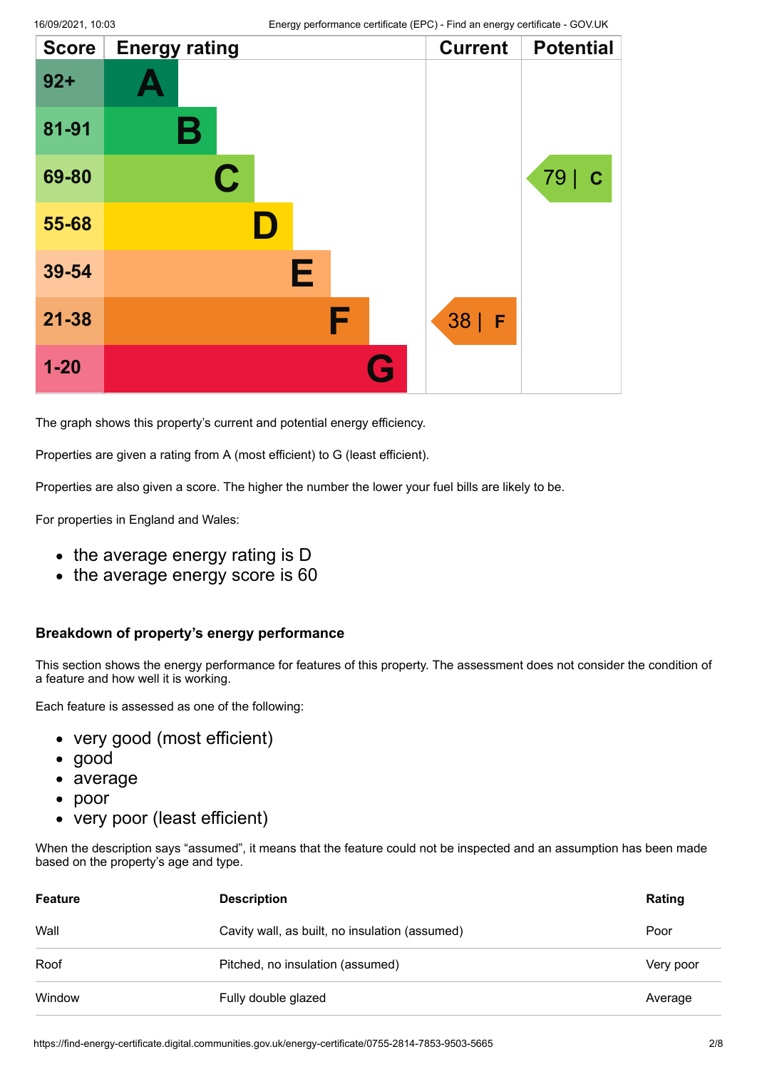| Score | Energy rating | Current | Potential |
|---|---|---|---|
| 92+ | A | | |
| 81-91 | B | | |
| 69-80 | C | | 79 \| C |
| 55-68 | D | | |
| 39-54 | E | | |
| 21-38 | F | 38 \| F | |
| 1-20 | G | | |

The graph shows this property's current and potential energy efficiency.

Properties are given a rating from A (most efficient) to G (least efficient).

Properties are also given a score. The higher the number the lower your fuel bills are likely to be.

For properties in England and Wales:

- the average energy rating is D
- the average energy score is 60

### Breakdown of property's energy performance

This section shows the energy performance for features of this property. The assessment does not consider the condition of a feature and how well it is working.

Each feature is assessed as one of the following:

- very good (most efficient)
- good
- average
- poor
- very poor (least efficient)

When the description says "assumed", it means that the feature could not be inspected and an assumption has been made based on the property's age and type.

| Feature | Description | Rating |
|---|---|---|
| Wall | Cavity wall, as built, no insulation (assumed) | Poor |
| Roof | Pitched, no insulation (assumed) | Very poor |
| Window | Fully double glazed | Average |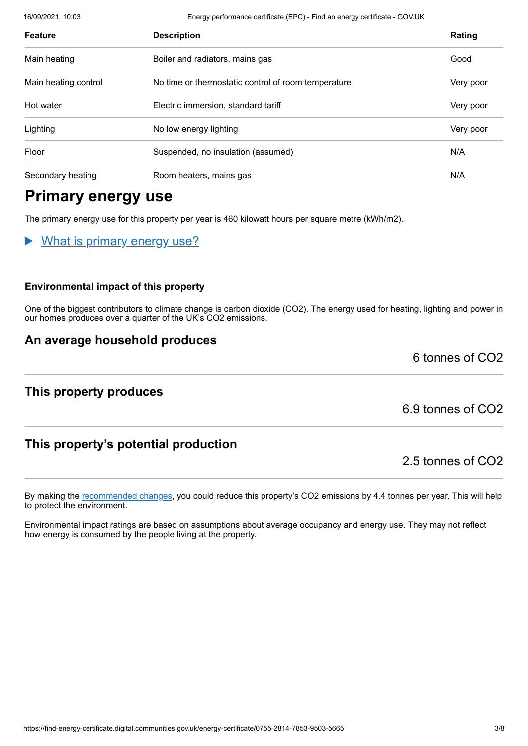| Feature | Description | Rating |
|---|---|---|
| Main heating | Boiler and radiators, mains gas | Good |
| Main heating control | No time or thermostatic control of room temperature | Very poor |
| Hot water | Electric immersion, standard tariff | Very poor |
| Lighting | No low energy lighting | Very poor |
| Floor | Suspended, no insulation (assumed) | N/A |
| Secondary heating | Room heaters, mains gas | N/A |

## Primary energy use

The primary energy use for this property per year is 460 kilowatt hours per square metre (kWh/m2).

▶ What is primary energy use?

#### Environmental impact of this property

One of the biggest contributors to climate change is carbon dioxide ($CO_2$). The energy used for heating, lighting and power in our homes produces over a quarter of the UK's $CO_2$ emissions.

### An average household produces

6 tonnes of $CO_2$

### This property produces

6.9 tonnes of $CO_2$

### This property's potential production

2.5 tonnes of $CO_2$

By making the recommended changes, you could reduce this property's $CO_2$ emissions by 4.4 tonnes per year. This will help to protect the environment.

Environmental impact ratings are based on assumptions about average occupancy and energy use. They may not reflect how energy is consumed by the people living at the property.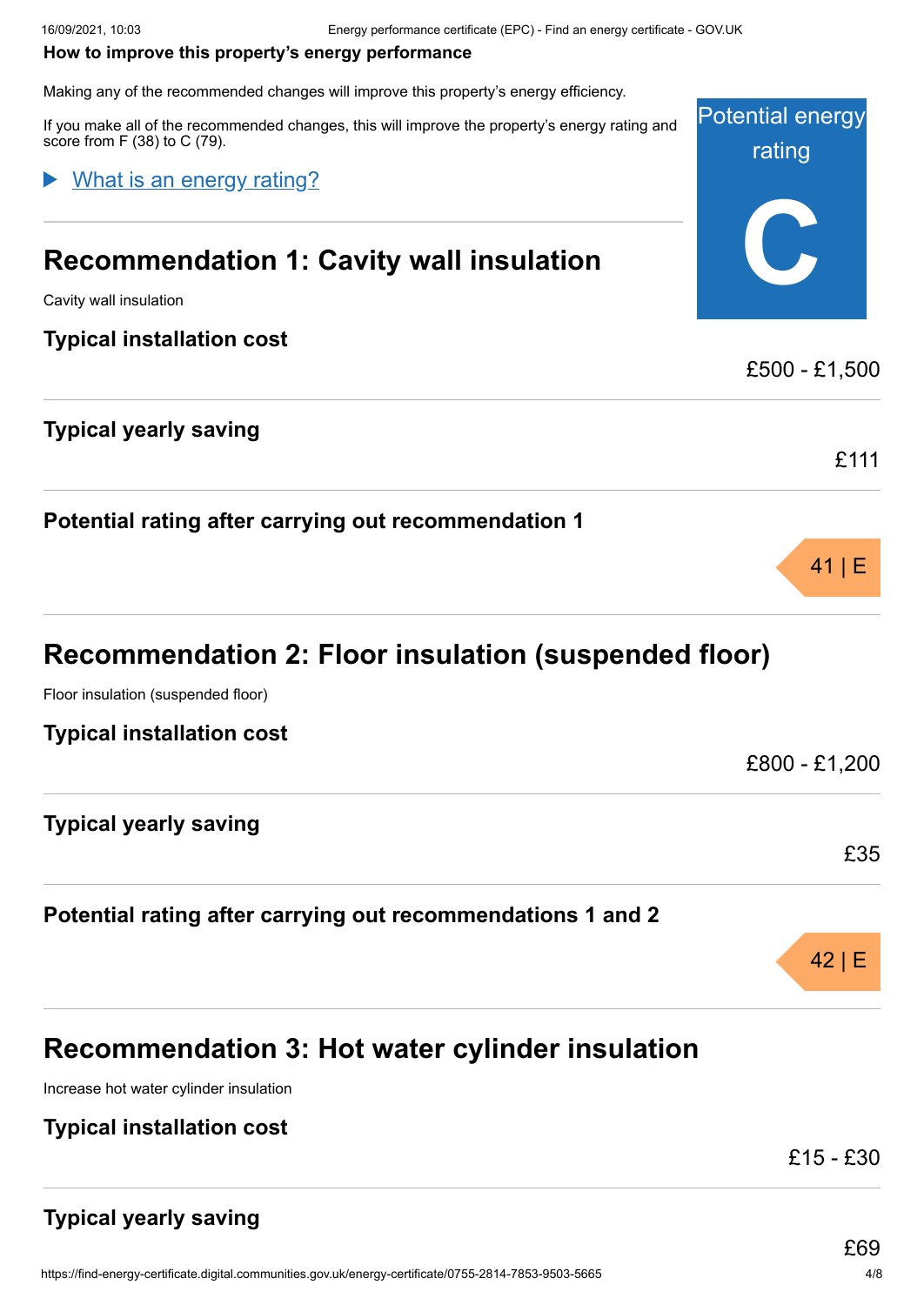**How to improve this property's energy performance**

Making any of the recommended changes will improve this property's energy efficiency.

If you make all of the recommended changes, this will improve the property's energy rating and score from F (38) to C (79).

Potential energy rating

**C**

▶ What is an energy rating?

## Recommendation 1: Cavity wall insulation

Cavity wall insulation

**Typical installation cost**

£500 - £1,500

**Typical yearly saving**

£111

**Potential rating after carrying out recommendation 1**

41 | E

## Recommendation 2: Floor insulation (suspended floor)

Floor insulation (suspended floor)

**Typical installation cost**

£800 - £1,200

**Typical yearly saving**

£35

**Potential rating after carrying out recommendations 1 and 2**

42 | E

## Recommendation 3: Hot water cylinder insulation

Increase hot water cylinder insulation

**Typical installation cost**

£15 - £30

**Typical yearly saving**

£69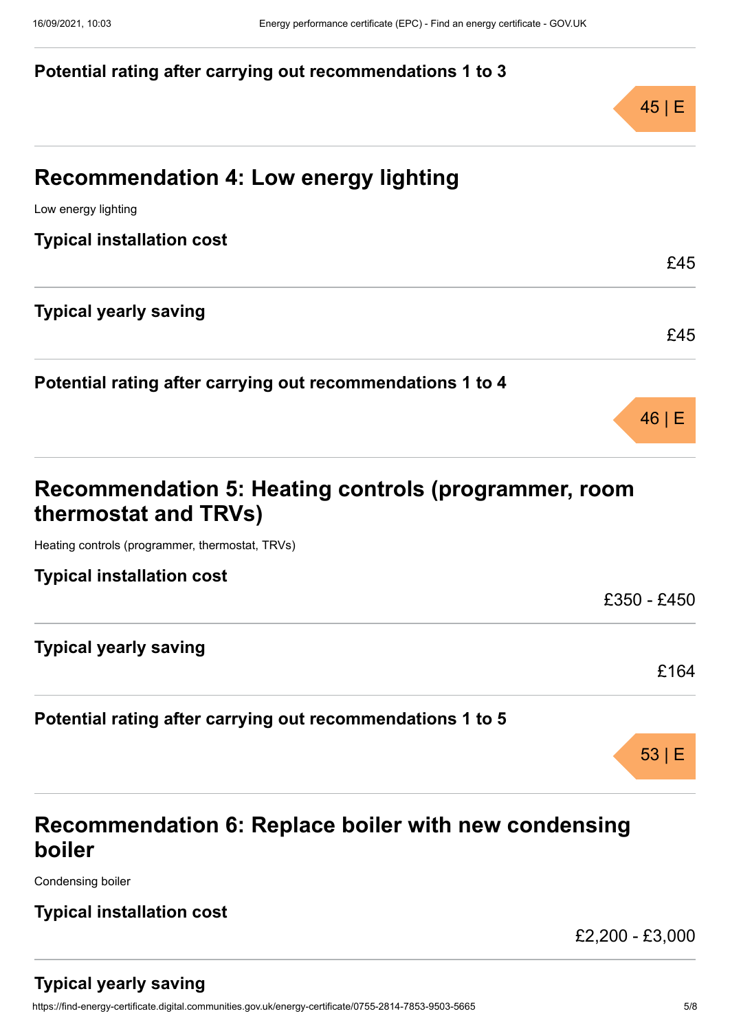### Potential rating after carrying out recommendations 1 to 3

45 | E

## Recommendation 4: Low energy lighting

Low energy lighting

### Typical installation cost

£45

### Typical yearly saving

£45

### Potential rating after carrying out recommendations 1 to 4

46 | E

## Recommendation 5: Heating controls (programmer, room thermostat and TRVs)

Heating controls (programmer, thermostat, TRVs)

### Typical installation cost

£350 - £450

### Typical yearly saving

£164

### Potential rating after carrying out recommendations 1 to 5

53 | E

## Recommendation 6: Replace boiler with new condensing boiler

Condensing boiler

### Typical installation cost

£2,200 - £3,000

### Typical yearly saving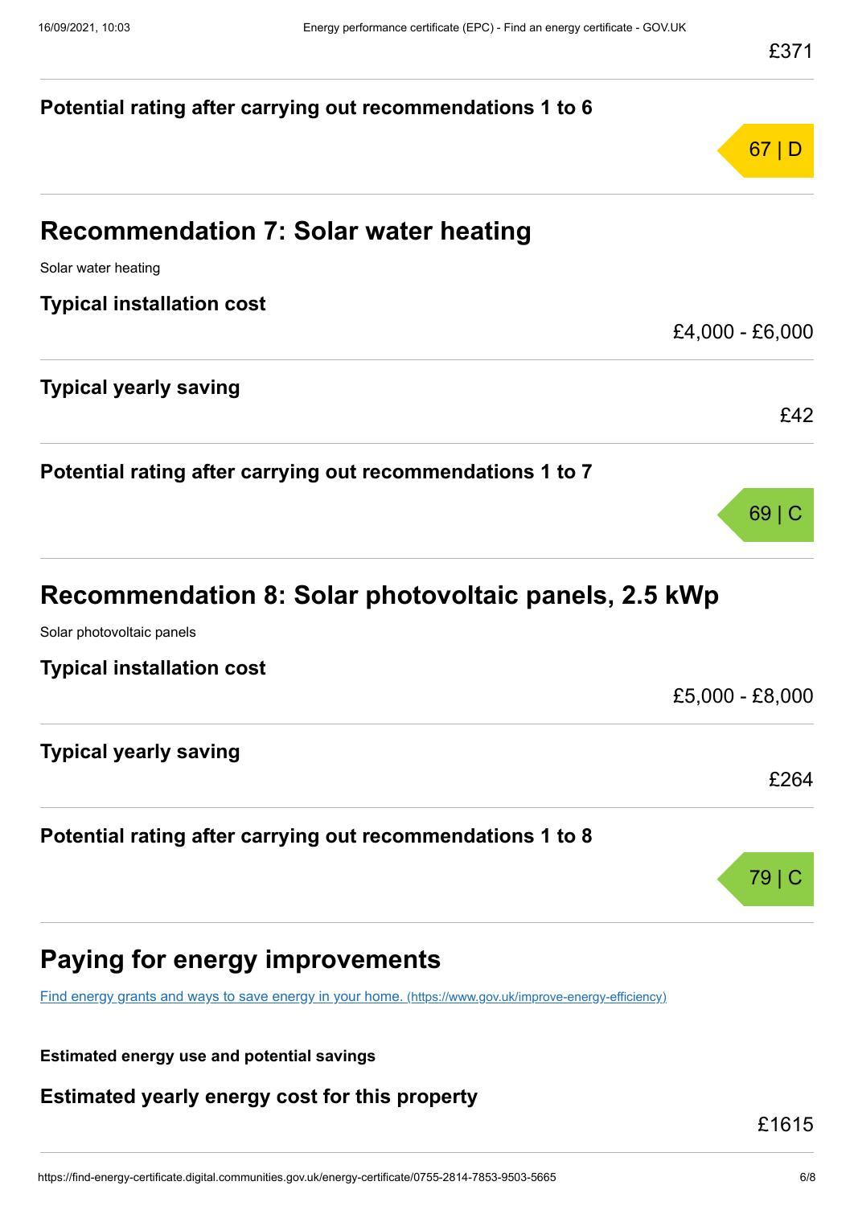£371

**Potential rating after carrying out recommendations 1 to 6**

67 | D

## Recommendation 7: Solar water heating

Solar water heating

**Typical installation cost**

£4,000 - £6,000

**Typical yearly saving**

£42

**Potential rating after carrying out recommendations 1 to 7**

69 | C

## Recommendation 8: Solar photovoltaic panels, 2.5 kWp

Solar photovoltaic panels

**Typical installation cost**

£5,000 - £8,000

**Typical yearly saving**

£264

**Potential rating after carrying out recommendations 1 to 8**

79 | C

## Paying for energy improvements

[Find energy grants and ways to save energy in your home. (https://www.gov.uk/improve-energy-efficiency)](https://www.gov.uk/improve-energy-efficiency)

**Estimated energy use and potential savings**

**Estimated yearly energy cost for this property**

£1615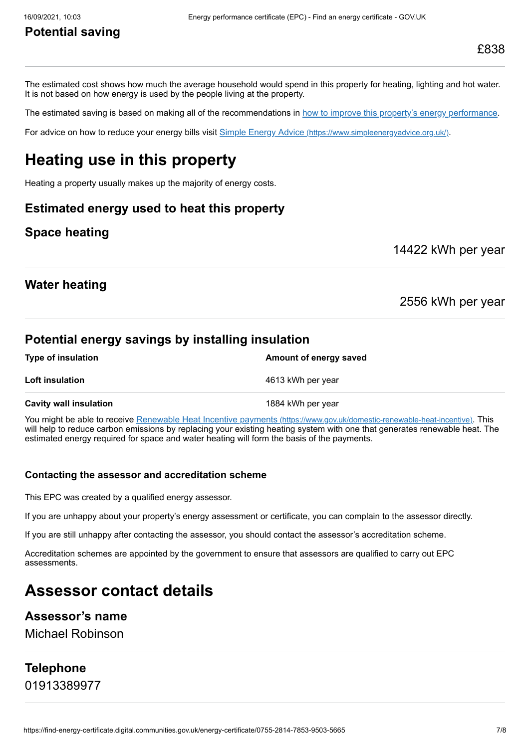## Potential saving

£838

The estimated cost shows how much the average household would spend in this property for heating, lighting and hot water. It is not based on how energy is used by the people living at the property.

The estimated saving is based on making all of the recommendations in [how to improve this property's energy performance](#).

For advice on how to reduce your energy bills visit [Simple Energy Advice (https://www.simpleenergyadvice.org.uk/)](https://www.simpleenergyadvice.org.uk/).

# Heating use in this property

Heating a property usually makes up the majority of energy costs.

## Estimated energy used to heat this property

### Space heating

14422 kWh per year

### Water heating

2556 kWh per year

## Potential energy savings by installing insulation

| Type of insulation | Amount of energy saved |
| --- | --- |
| **Loft insulation** | 4613 kWh per year |
| **Cavity wall insulation** | 1884 kWh per year |

You might be able to receive [Renewable Heat Incentive payments (https://www.gov.uk/domestic-renewable-heat-incentive)](https://www.gov.uk/domestic-renewable-heat-incentive). This will help to reduce carbon emissions by replacing your existing heating system with one that generates renewable heat. The estimated energy required for space and water heating will form the basis of the payments.

### Contacting the assessor and accreditation scheme

This EPC was created by a qualified energy assessor.

If you are unhappy about your property's energy assessment or certificate, you can complain to the assessor directly.

If you are still unhappy after contacting the assessor, you should contact the assessor's accreditation scheme.

Accreditation schemes are appointed by the government to ensure that assessors are qualified to carry out EPC assessments.

# Assessor contact details

## Assessor's name

Michael Robinson

## Telephone

01913389977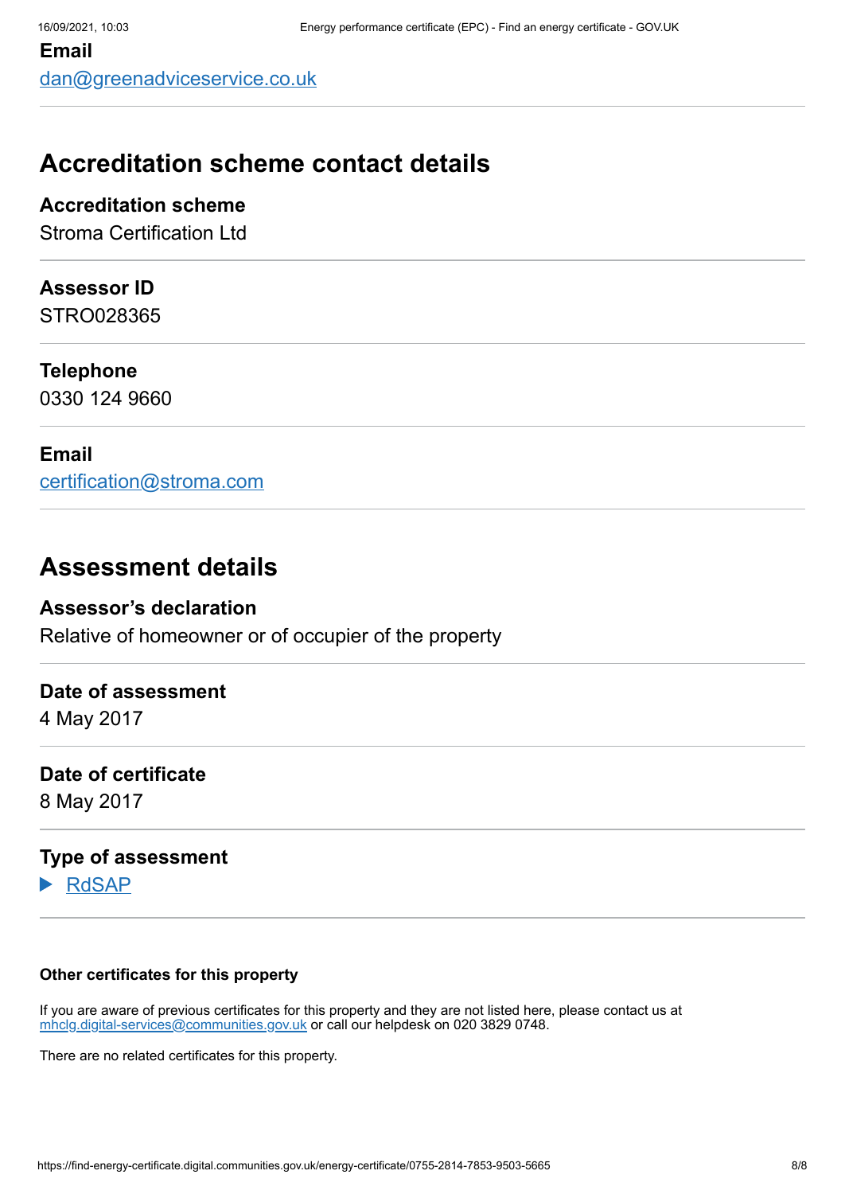**Email**

dan@greenadviceservice.co.uk

## Accreditation scheme contact details

**Accreditation scheme**

Stroma Certification Ltd

**Assessor ID**

STRO028365

**Telephone**

0330 124 9660

**Email**

certification@stroma.com

## Assessment details

**Assessor's declaration**

Relative of homeowner or of occupier of the property

**Date of assessment**

4 May 2017

**Date of certificate**

8 May 2017

**Type of assessment**

▶ RdSAP

**Other certificates for this property**

If you are aware of previous certificates for this property and they are not listed here, please contact us at mhclg.digital-services@communities.gov.uk or call our helpdesk on 020 3829 0748.

There are no related certificates for this property.